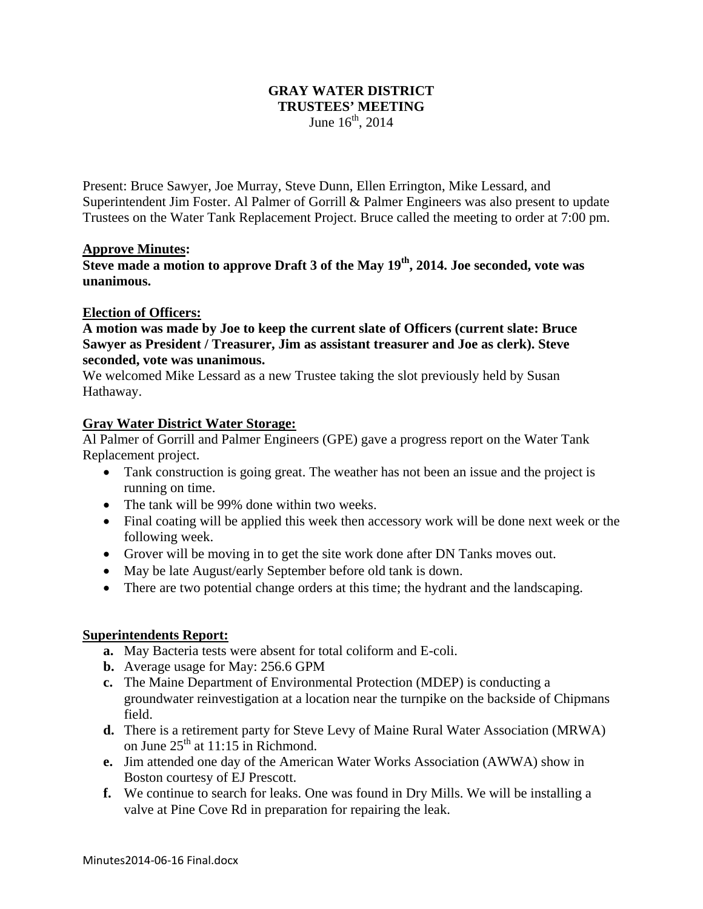**GRAY WATER DISTRICT**
**TRUSTEES' MEETING**
June 16th, 2014

Present: Bruce Sawyer, Joe Murray, Steve Dunn, Ellen Errington, Mike Lessard, and Superintendent Jim Foster. Al Palmer of Gorrill & Palmer Engineers was also present to update Trustees on the Water Tank Replacement Project. Bruce called the meeting to order at 7:00 pm.

**Approve Minutes:**

**Steve made a motion to approve Draft 3 of the May 19th, 2014. Joe seconded, vote was unanimous.**

**Election of Officers:**

**A motion was made by Joe to keep the current slate of Officers (current slate: Bruce Sawyer as President / Treasurer, Jim as assistant treasurer and Joe as clerk). Steve seconded, vote was unanimous.**

We welcomed Mike Lessard as a new Trustee taking the slot previously held by Susan Hathaway.

**Gray Water District Water Storage:**

Al Palmer of Gorrill and Palmer Engineers (GPE) gave a progress report on the Water Tank Replacement project.

- Tank construction is going great. The weather has not been an issue and the project is running on time.
- The tank will be 99% done within two weeks.
- Final coating will be applied this week then accessory work will be done next week or the following week.
- Grover will be moving in to get the site work done after DN Tanks moves out.
- May be late August/early September before old tank is down.
- There are two potential change orders at this time; the hydrant and the landscaping.

**Superintendents Report:**

- **a.** May Bacteria tests were absent for total coliform and E-coli.
- **b.** Average usage for May: 256.6 GPM
- **c.** The Maine Department of Environmental Protection (MDEP) is conducting a groundwater reinvestigation at a location near the turnpike on the backside of Chipmans field.
- **d.** There is a retirement party for Steve Levy of Maine Rural Water Association (MRWA) on June 25th at 11:15 in Richmond.
- **e.** Jim attended one day of the American Water Works Association (AWWA) show in Boston courtesy of EJ Prescott.
- **f.** We continue to search for leaks. One was found in Dry Mills. We will be installing a valve at Pine Cove Rd in preparation for repairing the leak.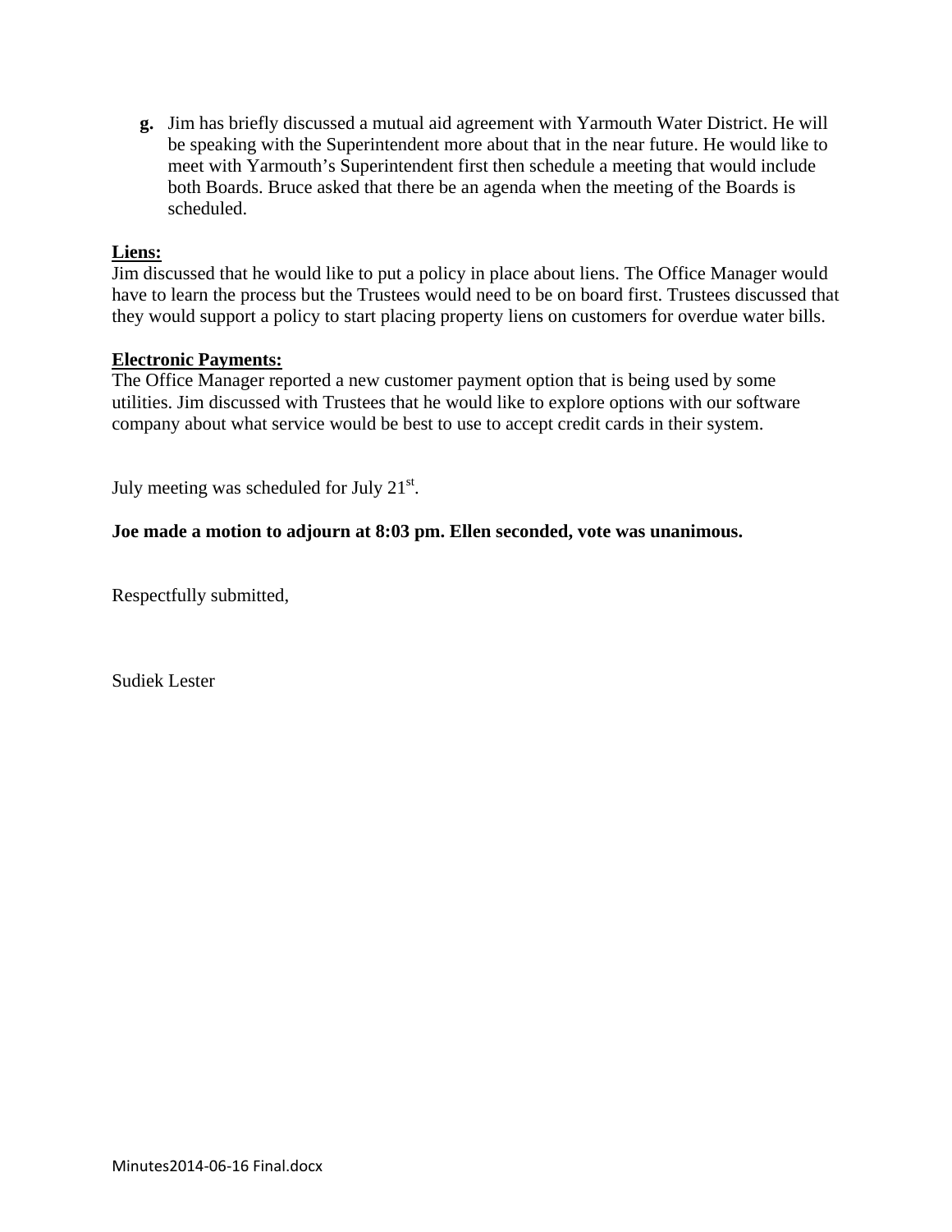g. Jim has briefly discussed a mutual aid agreement with Yarmouth Water District. He will be speaking with the Superintendent more about that in the near future. He would like to meet with Yarmouth's Superintendent first then schedule a meeting that would include both Boards. Bruce asked that there be an agenda when the meeting of the Boards is scheduled.

**Liens:**

Jim discussed that he would like to put a policy in place about liens. The Office Manager would have to learn the process but the Trustees would need to be on board first. Trustees discussed that they would support a policy to start placing property liens on customers for overdue water bills.

**Electronic Payments:**

The Office Manager reported a new customer payment option that is being used by some utilities. Jim discussed with Trustees that he would like to explore options with our software company about what service would be best to use to accept credit cards in their system.

July meeting was scheduled for July 21st.

**Joe made a motion to adjourn at 8:03 pm. Ellen seconded, vote was unanimous.**

Respectfully submitted,

Sudiek Lester